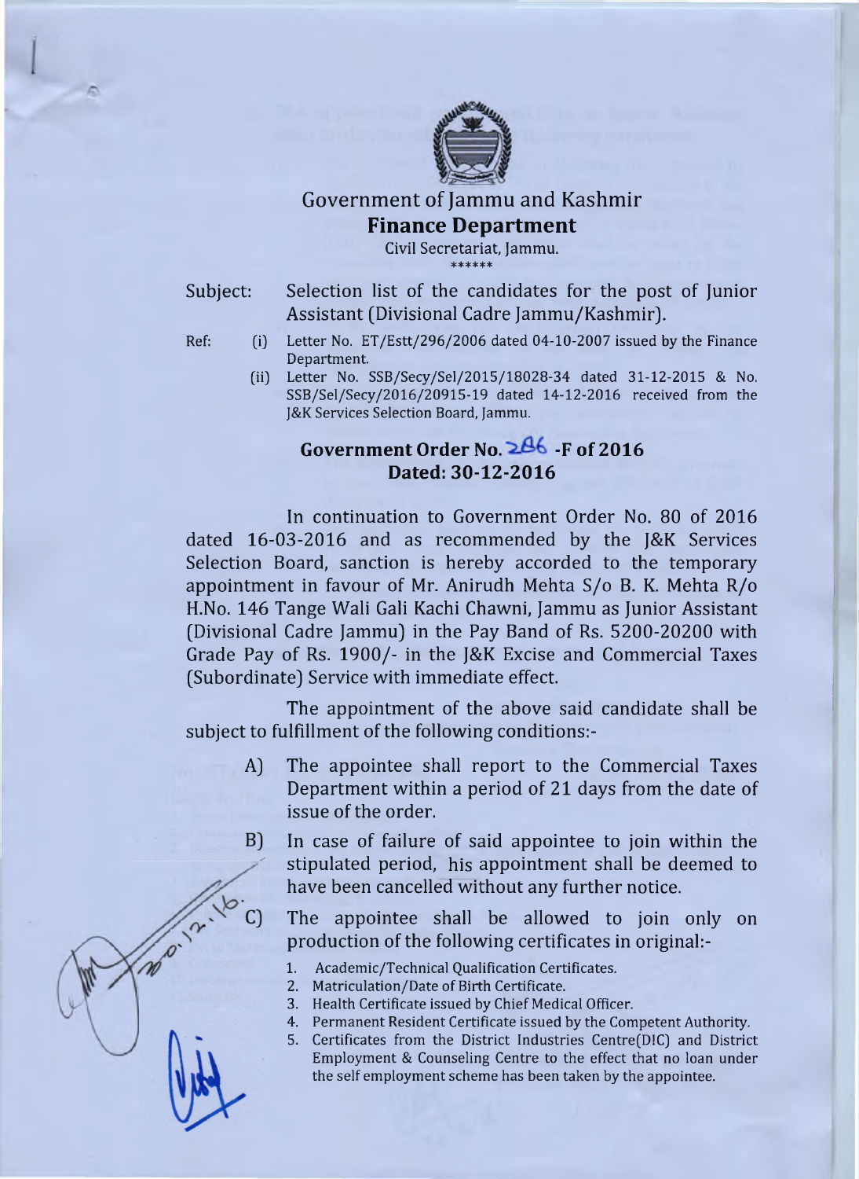Government of Jammu and Kashmir

**Finance Department**

Civil Secretariat, Jammu.

******

Subject: Selection list of the candidates for the post of Junior Assistant (Divisional Cadre Jammu/Kashmir).

Ref:
(i) Letter No. ET/Estt/296/2006 dated 04-10-2007 issued by the Finance Department.
(ii) Letter No. SSB/Secy/Sel/2015/18028-34 dated 31-12-2015 & No. SSB/Sel/Secy/2016/20915-19 dated 14-12-2016 received from the J&K Services Selection Board, Jammu.

**Government Order No. 286 -F of 2016**
**Dated: 30-12-2016**

In continuation to Government Order No. 80 of 2016 dated 16-03-2016 and as recommended by the J&K Services Selection Board, sanction is hereby accorded to the temporary appointment in favour of Mr. Anirudh Mehta S/o B. K. Mehta R/o H.No. 146 Tange Wali Gali Kachi Chawni, Jammu as Junior Assistant (Divisional Cadre Jammu) in the Pay Band of Rs. 5200-20200 with Grade Pay of Rs. 1900/- in the J&K Excise and Commercial Taxes (Subordinate) Service with immediate effect.

The appointment of the above said candidate shall be subject to fulfillment of the following conditions:-

A) The appointee shall report to the Commercial Taxes Department within a period of 21 days from the date of issue of the order.

B) In case of failure of said appointee to join within the stipulated period, his appointment shall be deemed to have been cancelled without any further notice.

C) The appointee shall be allowed to join only on production of the following certificates in original:-

1. Academic/Technical Qualification Certificates.
2. Matriculation/Date of Birth Certificate.
3. Health Certificate issued by Chief Medical Officer.
4. Permanent Resident Certificate issued by the Competent Authority.
5. Certificates from the District Industries Centre(DIC) and District Employment & Counseling Centre to the effect that no loan under the self employment scheme has been taken by the appointee.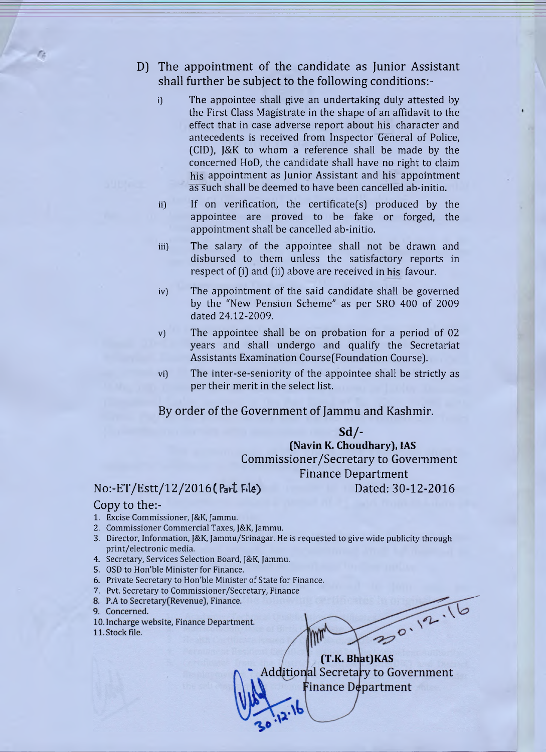D) The appointment of the candidate as Junior Assistant shall further be subject to the following conditions:-

i) The appointee shall give an undertaking duly attested by the First Class Magistrate in the shape of an affidavit to the effect that in case adverse report about his character and antecedents is received from Inspector General of Police, (CID), J&K to whom a reference shall be made by the concerned HoD, the candidate shall have no right to claim his appointment as Junior Assistant and his appointment as such shall be deemed to have been cancelled ab-initio.

ii) If on verification, the certificate(s) produced by the appointee are proved to be fake or forged, the appointment shall be cancelled ab-initio.

iii) The salary of the appointee shall not be drawn and disbursed to them unless the satisfactory reports in respect of (i) and (ii) above are received in his favour.

iv) The appointment of the said candidate shall be governed by the "New Pension Scheme" as per SRO 400 of 2009 dated 24.12-2009.

v) The appointee shall be on probation for a period of 02 years and shall undergo and qualify the Secretariat Assistants Examination Course(Foundation Course).

vi) The inter-se-seniority of the appointee shall be strictly as per their merit in the select list.

By order of the Government of Jammu and Kashmir.

Sd/-
**(Navin K. Choudhary), IAS**
Commissioner/Secretary to Government
Finance Department

No:-ET/Estt/12/2016(Part File) Dated: 30-12-2016

Copy to the:-

1. Excise Commissioner, J&K, Jammu.
2. Commissioner Commercial Taxes, J&K, Jammu.
3. Director, Information, J&K, Jammu/Srinagar. He is requested to give wide publicity through print/electronic media.
4. Secretary, Services Selection Board, J&K, Jammu.
5. OSD to Hon'ble Minister for Finance.
6. Private Secretary to Hon'ble Minister of State for Finance.
7. Pvt. Secretary to Commissioner/Secretary, Finance
8. P.A to Secretary(Revenue), Finance.
9. Concerned.
10. Incharge website, Finance Department.
11. Stock file.

30.12.16

**(T.K. Bhat)KAS**
Additional Secretary to Government
Finance Department

30.12.16